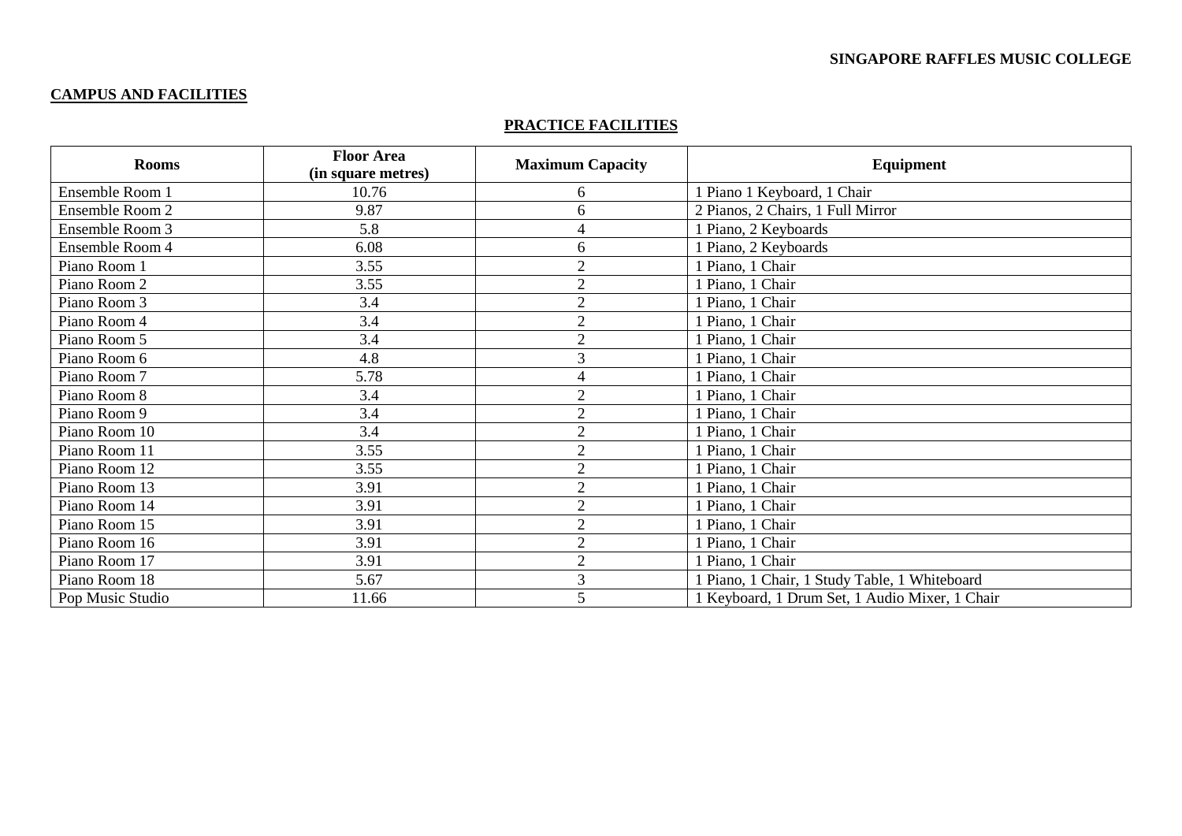## CAMPUS AND FACILITIES

### PRACTICE FACILITIES

| Rooms | Floor Area (in square metres) | Maximum Capacity | Equipment |
|---|---|---|---|
| Ensemble Room 1 | 10.76 | 6 | 1 Piano 1 Keyboard, 1 Chair |
| Ensemble Room 2 | 9.87 | 6 | 2 Pianos, 2 Chairs, 1 Full Mirror |
| Ensemble Room 3 | 5.8 | 4 | 1 Piano, 2 Keyboards |
| Ensemble Room 4 | 6.08 | 6 | 1 Piano, 2 Keyboards |
| Piano Room 1 | 3.55 | 2 | 1 Piano, 1 Chair |
| Piano Room 2 | 3.55 | 2 | 1 Piano, 1 Chair |
| Piano Room 3 | 3.4 | 2 | 1 Piano, 1 Chair |
| Piano Room 4 | 3.4 | 2 | 1 Piano, 1 Chair |
| Piano Room 5 | 3.4 | 2 | 1 Piano, 1 Chair |
| Piano Room 6 | 4.8 | 3 | 1 Piano, 1 Chair |
| Piano Room 7 | 5.78 | 4 | 1 Piano, 1 Chair |
| Piano Room 8 | 3.4 | 2 | 1 Piano, 1 Chair |
| Piano Room 9 | 3.4 | 2 | 1 Piano, 1 Chair |
| Piano Room 10 | 3.4 | 2 | 1 Piano, 1 Chair |
| Piano Room 11 | 3.55 | 2 | 1 Piano, 1 Chair |
| Piano Room 12 | 3.55 | 2 | 1 Piano, 1 Chair |
| Piano Room 13 | 3.91 | 2 | 1 Piano, 1 Chair |
| Piano Room 14 | 3.91 | 2 | 1 Piano, 1 Chair |
| Piano Room 15 | 3.91 | 2 | 1 Piano, 1 Chair |
| Piano Room 16 | 3.91 | 2 | 1 Piano, 1 Chair |
| Piano Room 17 | 3.91 | 2 | 1 Piano, 1 Chair |
| Piano Room 18 | 5.67 | 3 | 1 Piano, 1 Chair, 1 Study Table, 1 Whiteboard |
| Pop Music Studio | 11.66 | 5 | 1 Keyboard, 1 Drum Set, 1 Audio Mixer, 1 Chair |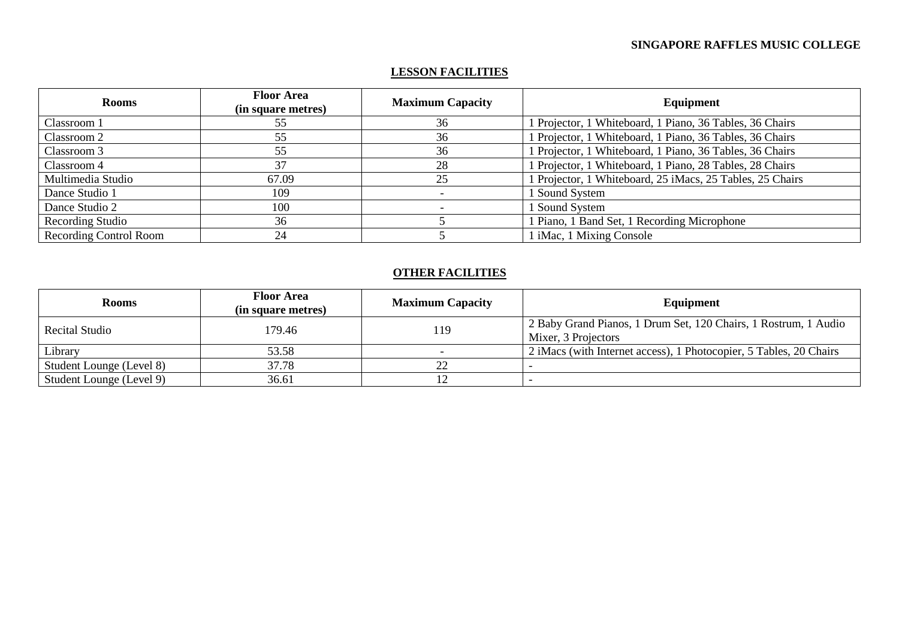SINGAPORE RAFFLES MUSIC COLLEGE

## LESSON FACILITIES

| Rooms | Floor Area (in square metres) | Maximum Capacity | Equipment |
|---|---|---|---|
| Classroom 1 | 55 | 36 | 1 Projector, 1 Whiteboard, 1 Piano, 36 Tables, 36 Chairs |
| Classroom 2 | 55 | 36 | 1 Projector, 1 Whiteboard, 1 Piano, 36 Tables, 36 Chairs |
| Classroom 3 | 55 | 36 | 1 Projector, 1 Whiteboard, 1 Piano, 36 Tables, 36 Chairs |
| Classroom 4 | 37 | 28 | 1 Projector, 1 Whiteboard, 1 Piano, 28 Tables, 28 Chairs |
| Multimedia Studio | 67.09 | 25 | 1 Projector, 1 Whiteboard, 25 iMacs, 25 Tables, 25 Chairs |
| Dance Studio 1 | 109 | - | 1 Sound System |
| Dance Studio 2 | 100 | - | 1 Sound System |
| Recording Studio | 36 | 5 | 1 Piano, 1 Band Set, 1 Recording Microphone |
| Recording Control Room | 24 | 5 | 1 iMac, 1 Mixing Console |

## OTHER FACILITIES

| Rooms | Floor Area (in square metres) | Maximum Capacity | Equipment |
|---|---|---|---|
| Recital Studio | 179.46 | 119 | 2 Baby Grand Pianos, 1 Drum Set, 120 Chairs, 1 Rostrum, 1 Audio Mixer, 3 Projectors |
| Library | 53.58 | - | 2 iMacs (with Internet access), 1 Photocopier, 5 Tables, 20 Chairs |
| Student Lounge (Level 8) | 37.78 | 22 | - |
| Student Lounge (Level 9) | 36.61 | 12 | - |